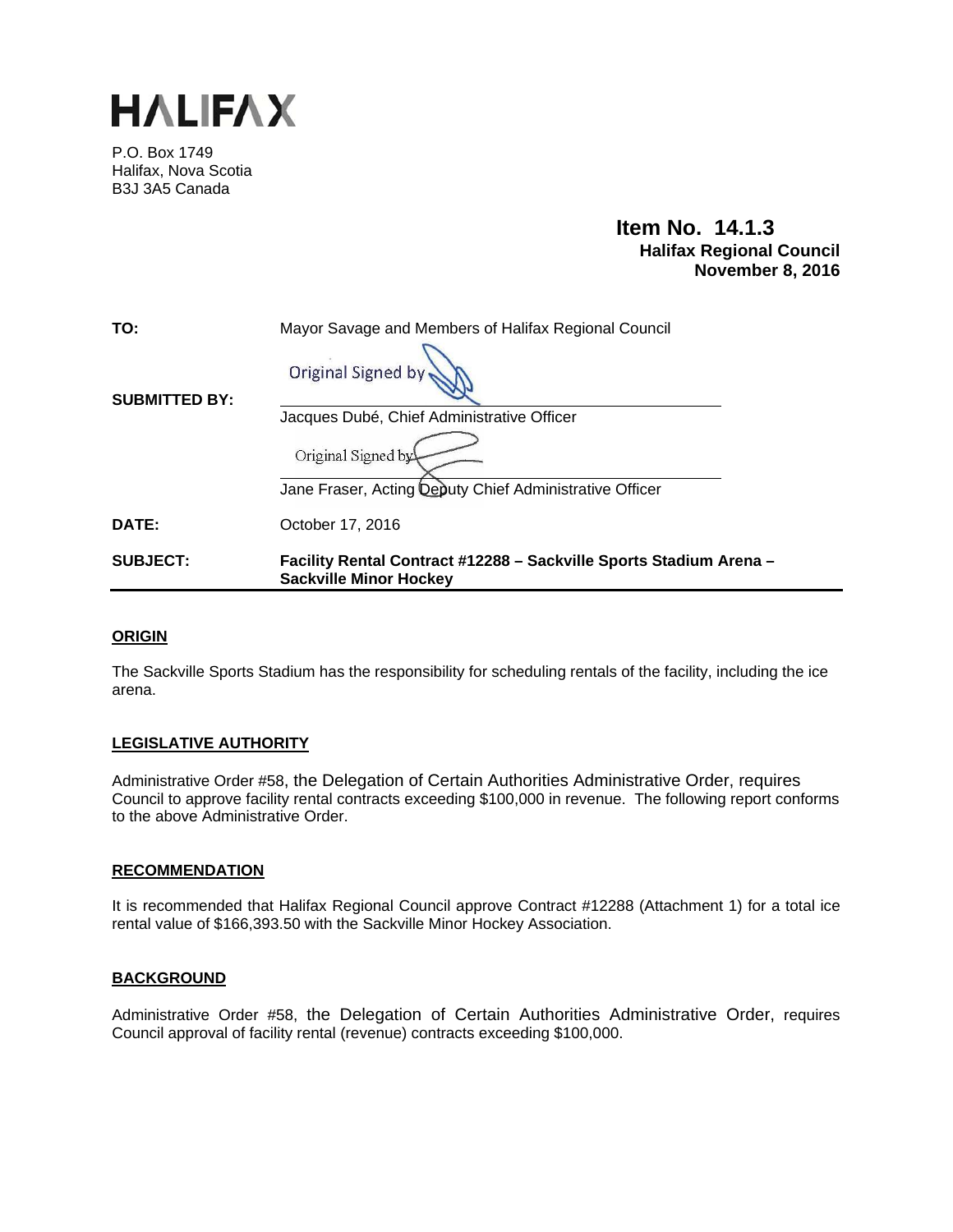# HALIFAX

P.O. Box 1749
Halifax, Nova Scotia
B3J 3A5 Canada

**Item No. 14.1.3**
**Halifax Regional Council**
**November 8, 2016**

| | |
|---|---|
| **TO:** | Mayor Savage and Members of Halifax Regional Council |
| **SUBMITTED BY:** | Original Signed by<br>Jacques Dubé, Chief Administrative Officer<br><br>Original Signed by<br>Jane Fraser, Acting Deputy Chief Administrative Officer |
| **DATE:** | October 17, 2016 |
| **SUBJECT:** | **Facility Rental Contract #12288 – Sackville Sports Stadium Arena – Sackville Minor Hockey** |

## ORIGIN

The Sackville Sports Stadium has the responsibility for scheduling rentals of the facility, including the ice arena.

## LEGISLATIVE AUTHORITY

Administrative Order #58, the Delegation of Certain Authorities Administrative Order, requires Council to approve facility rental contracts exceeding $100,000 in revenue. The following report conforms to the above Administrative Order.

## RECOMMENDATION

It is recommended that Halifax Regional Council approve Contract #12288 (Attachment 1) for a total ice rental value of $166,393.50 with the Sackville Minor Hockey Association.

## BACKGROUND

Administrative Order #58, the Delegation of Certain Authorities Administrative Order, requires Council approval of facility rental (revenue) contracts exceeding $100,000.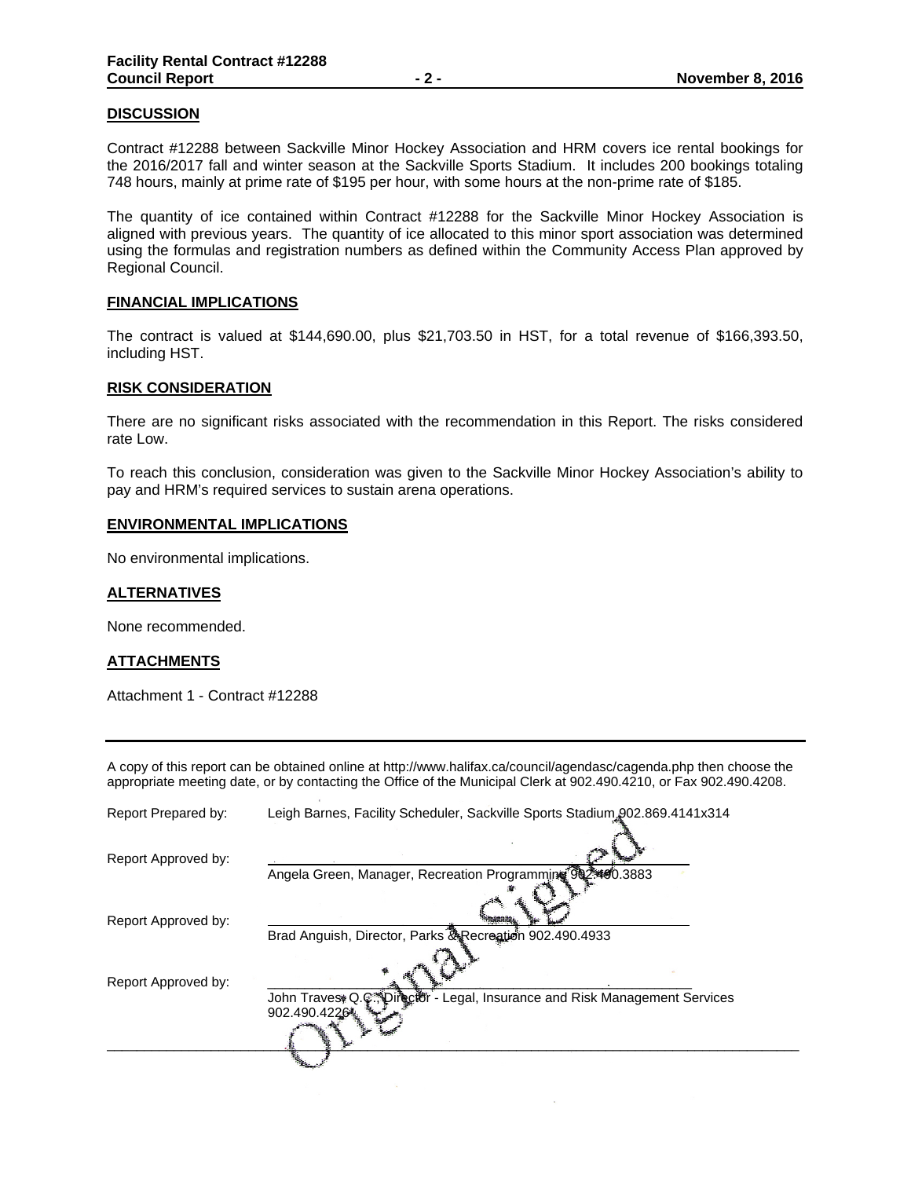## DISCUSSION

Contract #12288 between Sackville Minor Hockey Association and HRM covers ice rental bookings for the 2016/2017 fall and winter season at the Sackville Sports Stadium. It includes 200 bookings totaling 748 hours, mainly at prime rate of $195 per hour, with some hours at the non-prime rate of $185.

The quantity of ice contained within Contract #12288 for the Sackville Minor Hockey Association is aligned with previous years. The quantity of ice allocated to this minor sport association was determined using the formulas and registration numbers as defined within the Community Access Plan approved by Regional Council.

## FINANCIAL IMPLICATIONS

The contract is valued at $144,690.00, plus $21,703.50 in HST, for a total revenue of $166,393.50, including HST.

## RISK CONSIDERATION

There are no significant risks associated with the recommendation in this Report. The risks considered rate Low.

To reach this conclusion, consideration was given to the Sackville Minor Hockey Association's ability to pay and HRM's required services to sustain arena operations.

## ENVIRONMENTAL IMPLICATIONS

No environmental implications.

## ALTERNATIVES

None recommended.

## ATTACHMENTS

Attachment 1 - Contract #12288

---

A copy of this report can be obtained online at http://www.halifax.ca/council/agendasc/cagenda.php then choose the appropriate meeting date, or by contacting the Office of the Municipal Clerk at 902.490.4210, or Fax 902.490.4208.

Report Prepared by: Leigh Barnes, Facility Scheduler, Sackville Sports Stadium 902.869.4141x314

Report Approved by: Angela Green, Manager, Recreation Programming 902.490.3883

Report Approved by: Brad Anguish, Director, Parks & Recreation 902.490.4933

Report Approved by: John Traves, Q.C., Director - Legal, Insurance and Risk Management Services 902.490.4226

Original Signed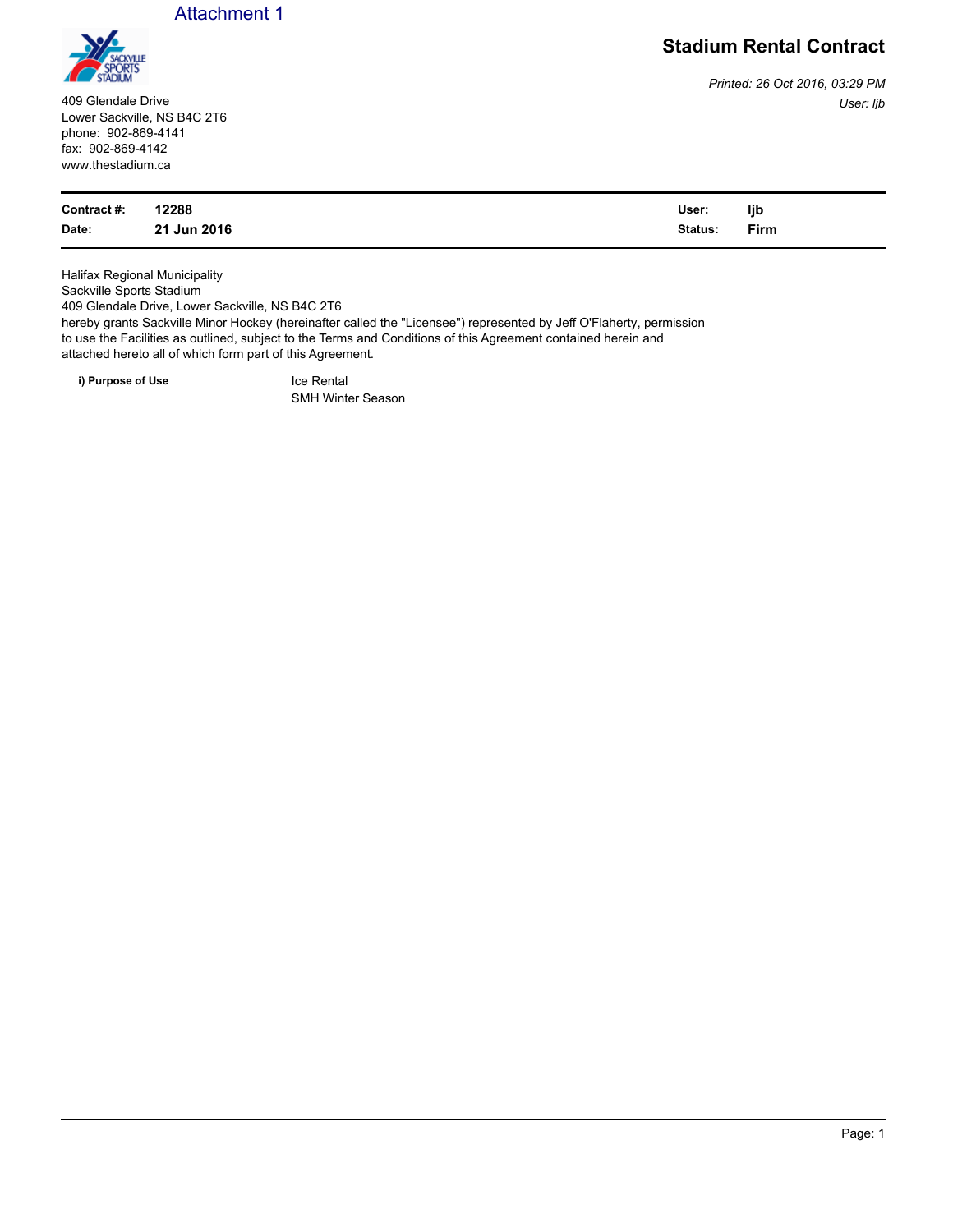Attachment 1

# Stadium Rental Contract

409 Glendale Drive
Lower Sackville, NS B4C 2T6
phone: 902-869-4141
fax: 902-869-4142
www.thestadium.ca

*Printed: 26 Oct 2016, 03:29 PM*
*User: ljb*

| | | | |
|---|---|---|---|
| **Contract #:** | **12288** | **User:** | **ljb** |
| **Date:** | **21 Jun 2016** | **Status:** | **Firm** |

Halifax Regional Municipality
Sackville Sports Stadium
409 Glendale Drive, Lower Sackville, NS B4C 2T6
hereby grants Sackville Minor Hockey (hereinafter called the "Licensee") represented by Jeff O'Flaherty, permission to use the Facilities as outlined, subject to the Terms and Conditions of this Agreement contained herein and attached hereto all of which form part of this Agreement.

**i) Purpose of Use** Ice Rental
SMH Winter Season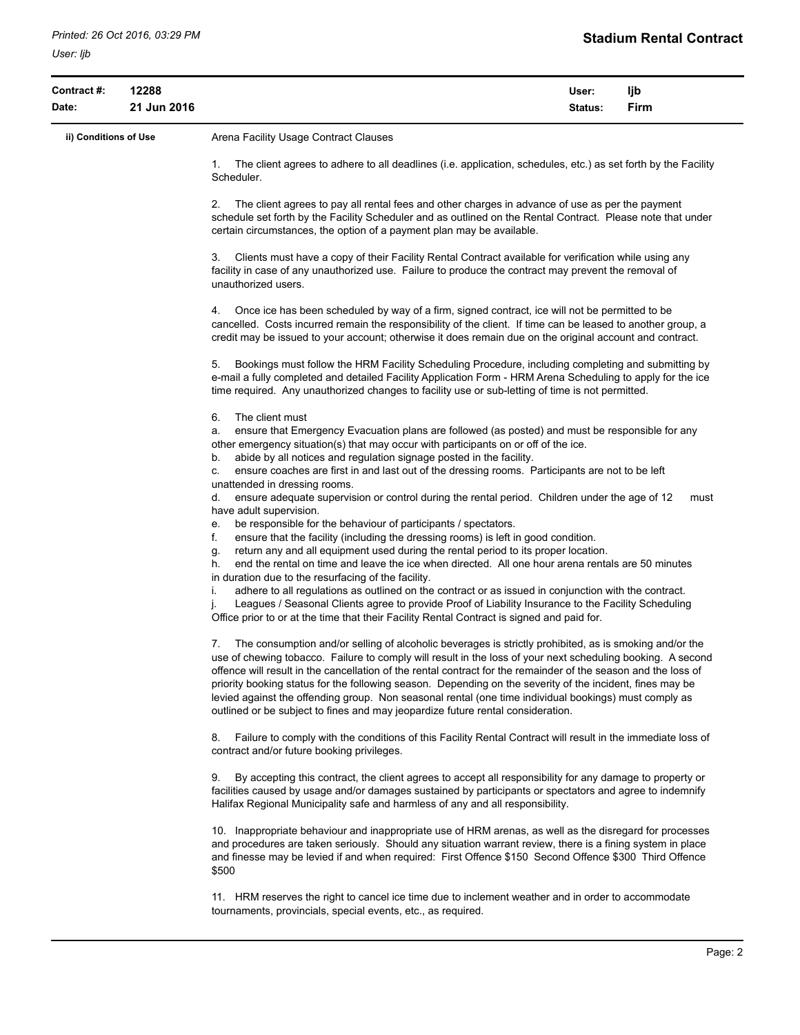**Stadium Rental Contract**

| **Contract #:** | **12288** | **User:** | **ljb** |
|---|---|---|---|
| **Date:** | **21 Jun 2016** | **Status:** | **Firm** |

**ii) Conditions of Use**

Arena Facility Usage Contract Clauses

1. The client agrees to adhere to all deadlines (i.e. application, schedules, etc.) as set forth by the Facility Scheduler.

2. The client agrees to pay all rental fees and other charges in advance of use as per the payment schedule set forth by the Facility Scheduler and as outlined on the Rental Contract. Please note that under certain circumstances, the option of a payment plan may be available.

3. Clients must have a copy of their Facility Rental Contract available for verification while using any facility in case of any unauthorized use. Failure to produce the contract may prevent the removal of unauthorized users.

4. Once ice has been scheduled by way of a firm, signed contract, ice will not be permitted to be cancelled. Costs incurred remain the responsibility of the client. If time can be leased to another group, a credit may be issued to your account; otherwise it does remain due on the original account and contract.

5. Bookings must follow the HRM Facility Scheduling Procedure, including completing and submitting by e-mail a fully completed and detailed Facility Application Form - HRM Arena Scheduling to apply for the ice time required. Any unauthorized changes to facility use or sub-letting of time is not permitted.

6. The client must
a. ensure that Emergency Evacuation plans are followed (as posted) and must be responsible for any other emergency situation(s) that may occur with participants on or off of the ice.
b. abide by all notices and regulation signage posted in the facility.
c. ensure coaches are first in and last out of the dressing rooms. Participants are not to be left unattended in dressing rooms.
d. ensure adequate supervision or control during the rental period. Children under the age of 12 must have adult supervision.
e. be responsible for the behaviour of participants / spectators.
f. ensure that the facility (including the dressing rooms) is left in good condition.
g. return any and all equipment used during the rental period to its proper location.
h. end the rental on time and leave the ice when directed. All one hour arena rentals are 50 minutes in duration due to the resurfacing of the facility.
i. adhere to all regulations as outlined on the contract or as issued in conjunction with the contract.
j. Leagues / Seasonal Clients agree to provide Proof of Liability Insurance to the Facility Scheduling Office prior to or at the time that their Facility Rental Contract is signed and paid for.

7. The consumption and/or selling of alcoholic beverages is strictly prohibited, as is smoking and/or the use of chewing tobacco. Failure to comply will result in the loss of your next scheduling booking. A second offence will result in the cancellation of the rental contract for the remainder of the season and the loss of priority booking status for the following season. Depending on the severity of the incident, fines may be levied against the offending group. Non seasonal rental (one time individual bookings) must comply as outlined or be subject to fines and may jeopardize future rental consideration.

8. Failure to comply with the conditions of this Facility Rental Contract will result in the immediate loss of contract and/or future booking privileges.

9. By accepting this contract, the client agrees to accept all responsibility for any damage to property or facilities caused by usage and/or damages sustained by participants or spectators and agree to indemnify Halifax Regional Municipality safe and harmless of any and all responsibility.

10. Inappropriate behaviour and inappropriate use of HRM arenas, as well as the disregard for processes and procedures are taken seriously. Should any situation warrant review, there is a fining system in place and finesse may be levied if and when required: First Offence $150 Second Offence $300 Third Offence $500

11. HRM reserves the right to cancel ice time due to inclement weather and in order to accommodate tournaments, provincials, special events, etc., as required.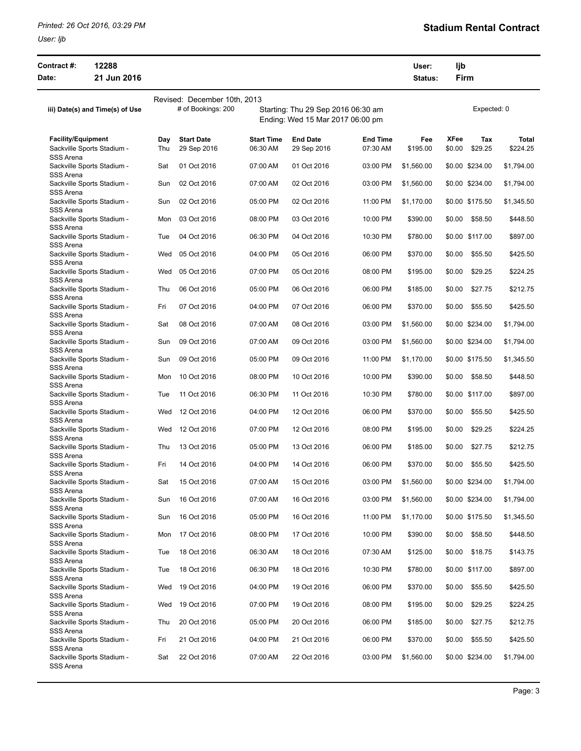**Stadium Rental Contract**

| **Contract #:** | **12288** | **User:** | **ljb** |
|---|---|---|---|
| **Date:** | **21 Jun 2016** | **Status:** | **Firm** |

Revised: December 10th, 2013

**iii) Date(s) and Time(s) of Use** — # of Bookings: 200 — Starting: Thu 29 Sep 2016 06:30 am, Ending: Wed 15 Mar 2017 06:00 pm — Expected: 0

| Facility/Equipment | Day | Start Date | Start Time | End Date | End Time | Fee | XFee | Tax | Total |
|---|---|---|---|---|---|---|---|---|---|
| Sackville Sports Stadium - SSS Arena | Thu | 29 Sep 2016 | 06:30 AM | 29 Sep 2016 | 07:30 AM | $195.00 | $0.00 | $29.25 | $224.25 |
| Sackville Sports Stadium - SSS Arena | Sat | 01 Oct 2016 | 07:00 AM | 01 Oct 2016 | 03:00 PM | $1,560.00 | $0.00 | $234.00 | $1,794.00 |
| Sackville Sports Stadium - SSS Arena | Sun | 02 Oct 2016 | 07:00 AM | 02 Oct 2016 | 03:00 PM | $1,560.00 | $0.00 | $234.00 | $1,794.00 |
| Sackville Sports Stadium - SSS Arena | Sun | 02 Oct 2016 | 05:00 PM | 02 Oct 2016 | 11:00 PM | $1,170.00 | $0.00 | $175.50 | $1,345.50 |
| Sackville Sports Stadium - SSS Arena | Mon | 03 Oct 2016 | 08:00 PM | 03 Oct 2016 | 10:00 PM | $390.00 | $0.00 | $58.50 | $448.50 |
| Sackville Sports Stadium - SSS Arena | Tue | 04 Oct 2016 | 06:30 PM | 04 Oct 2016 | 10:30 PM | $780.00 | $0.00 | $117.00 | $897.00 |
| Sackville Sports Stadium - SSS Arena | Wed | 05 Oct 2016 | 04:00 PM | 05 Oct 2016 | 06:00 PM | $370.00 | $0.00 | $55.50 | $425.50 |
| Sackville Sports Stadium - SSS Arena | Wed | 05 Oct 2016 | 07:00 PM | 05 Oct 2016 | 08:00 PM | $195.00 | $0.00 | $29.25 | $224.25 |
| Sackville Sports Stadium - SSS Arena | Thu | 06 Oct 2016 | 05:00 PM | 06 Oct 2016 | 06:00 PM | $185.00 | $0.00 | $27.75 | $212.75 |
| Sackville Sports Stadium - SSS Arena | Fri | 07 Oct 2016 | 04:00 PM | 07 Oct 2016 | 06:00 PM | $370.00 | $0.00 | $55.50 | $425.50 |
| Sackville Sports Stadium - SSS Arena | Sat | 08 Oct 2016 | 07:00 AM | 08 Oct 2016 | 03:00 PM | $1,560.00 | $0.00 | $234.00 | $1,794.00 |
| Sackville Sports Stadium - SSS Arena | Sun | 09 Oct 2016 | 07:00 AM | 09 Oct 2016 | 03:00 PM | $1,560.00 | $0.00 | $234.00 | $1,794.00 |
| Sackville Sports Stadium - SSS Arena | Sun | 09 Oct 2016 | 05:00 PM | 09 Oct 2016 | 11:00 PM | $1,170.00 | $0.00 | $175.50 | $1,345.50 |
| Sackville Sports Stadium - SSS Arena | Mon | 10 Oct 2016 | 08:00 PM | 10 Oct 2016 | 10:00 PM | $390.00 | $0.00 | $58.50 | $448.50 |
| Sackville Sports Stadium - SSS Arena | Tue | 11 Oct 2016 | 06:30 PM | 11 Oct 2016 | 10:30 PM | $780.00 | $0.00 | $117.00 | $897.00 |
| Sackville Sports Stadium - SSS Arena | Wed | 12 Oct 2016 | 04:00 PM | 12 Oct 2016 | 06:00 PM | $370.00 | $0.00 | $55.50 | $425.50 |
| Sackville Sports Stadium - SSS Arena | Wed | 12 Oct 2016 | 07:00 PM | 12 Oct 2016 | 08:00 PM | $195.00 | $0.00 | $29.25 | $224.25 |
| Sackville Sports Stadium - SSS Arena | Thu | 13 Oct 2016 | 05:00 PM | 13 Oct 2016 | 06:00 PM | $185.00 | $0.00 | $27.75 | $212.75 |
| Sackville Sports Stadium - SSS Arena | Fri | 14 Oct 2016 | 04:00 PM | 14 Oct 2016 | 06:00 PM | $370.00 | $0.00 | $55.50 | $425.50 |
| Sackville Sports Stadium - SSS Arena | Sat | 15 Oct 2016 | 07:00 AM | 15 Oct 2016 | 03:00 PM | $1,560.00 | $0.00 | $234.00 | $1,794.00 |
| Sackville Sports Stadium - SSS Arena | Sun | 16 Oct 2016 | 07:00 AM | 16 Oct 2016 | 03:00 PM | $1,560.00 | $0.00 | $234.00 | $1,794.00 |
| Sackville Sports Stadium - SSS Arena | Sun | 16 Oct 2016 | 05:00 PM | 16 Oct 2016 | 11:00 PM | $1,170.00 | $0.00 | $175.50 | $1,345.50 |
| Sackville Sports Stadium - SSS Arena | Mon | 17 Oct 2016 | 08:00 PM | 17 Oct 2016 | 10:00 PM | $390.00 | $0.00 | $58.50 | $448.50 |
| Sackville Sports Stadium - SSS Arena | Tue | 18 Oct 2016 | 06:30 AM | 18 Oct 2016 | 07:30 AM | $125.00 | $0.00 | $18.75 | $143.75 |
| Sackville Sports Stadium - SSS Arena | Tue | 18 Oct 2016 | 06:30 PM | 18 Oct 2016 | 10:30 PM | $780.00 | $0.00 | $117.00 | $897.00 |
| Sackville Sports Stadium - SSS Arena | Wed | 19 Oct 2016 | 04:00 PM | 19 Oct 2016 | 06:00 PM | $370.00 | $0.00 | $55.50 | $425.50 |
| Sackville Sports Stadium - SSS Arena | Wed | 19 Oct 2016 | 07:00 PM | 19 Oct 2016 | 08:00 PM | $195.00 | $0.00 | $29.25 | $224.25 |
| Sackville Sports Stadium - SSS Arena | Thu | 20 Oct 2016 | 05:00 PM | 20 Oct 2016 | 06:00 PM | $185.00 | $0.00 | $27.75 | $212.75 |
| Sackville Sports Stadium - SSS Arena | Fri | 21 Oct 2016 | 04:00 PM | 21 Oct 2016 | 06:00 PM | $370.00 | $0.00 | $55.50 | $425.50 |
| Sackville Sports Stadium - SSS Arena | Sat | 22 Oct 2016 | 07:00 AM | 22 Oct 2016 | 03:00 PM | $1,560.00 | $0.00 | $234.00 | $1,794.00 |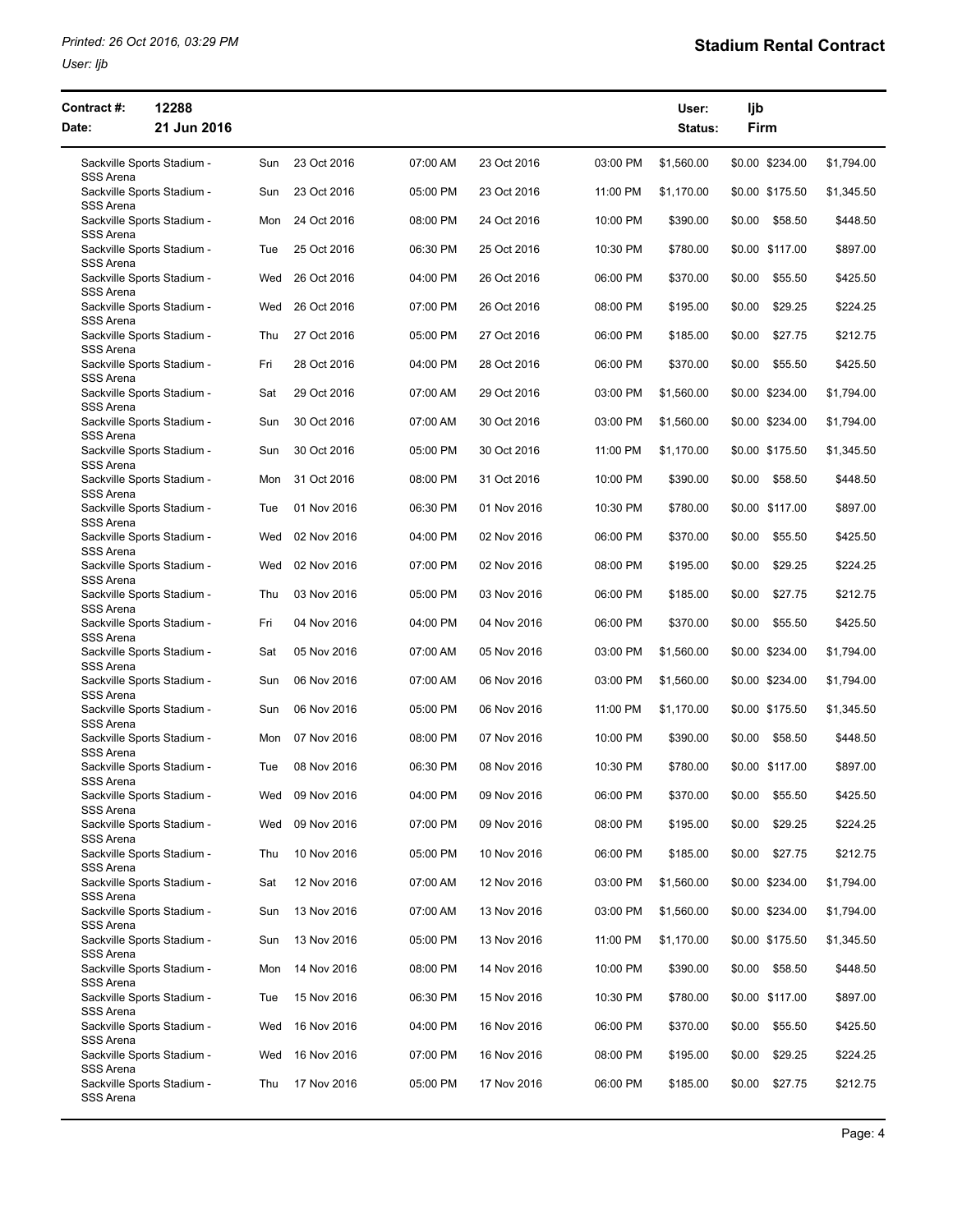# Stadium Rental Contract

| Contract #: | 12288 | User: | ljb |
|---|---|---|---|
| Date: | 21 Jun 2016 | Status: | Firm |

| Facility | Day | Start Date | Start Time | End Date | End Time | Amount | | Tax | Total |
|---|---|---|---|---|---|---|---|---|---|
| Sackville Sports Stadium - SSS Arena | Sun | 23 Oct 2016 | 07:00 AM | 23 Oct 2016 | 03:00 PM | $1,560.00 | $0.00 | $234.00 | $1,794.00 |
| Sackville Sports Stadium - SSS Arena | Sun | 23 Oct 2016 | 05:00 PM | 23 Oct 2016 | 11:00 PM | $1,170.00 | $0.00 | $175.50 | $1,345.50 |
| Sackville Sports Stadium - SSS Arena | Mon | 24 Oct 2016 | 08:00 PM | 24 Oct 2016 | 10:00 PM | $390.00 | $0.00 | $58.50 | $448.50 |
| Sackville Sports Stadium - SSS Arena | Tue | 25 Oct 2016 | 06:30 PM | 25 Oct 2016 | 10:30 PM | $780.00 | $0.00 | $117.00 | $897.00 |
| Sackville Sports Stadium - SSS Arena | Wed | 26 Oct 2016 | 04:00 PM | 26 Oct 2016 | 06:00 PM | $370.00 | $0.00 | $55.50 | $425.50 |
| Sackville Sports Stadium - SSS Arena | Wed | 26 Oct 2016 | 07:00 PM | 26 Oct 2016 | 08:00 PM | $195.00 | $0.00 | $29.25 | $224.25 |
| Sackville Sports Stadium - SSS Arena | Thu | 27 Oct 2016 | 05:00 PM | 27 Oct 2016 | 06:00 PM | $185.00 | $0.00 | $27.75 | $212.75 |
| Sackville Sports Stadium - SSS Arena | Fri | 28 Oct 2016 | 04:00 PM | 28 Oct 2016 | 06:00 PM | $370.00 | $0.00 | $55.50 | $425.50 |
| Sackville Sports Stadium - SSS Arena | Sat | 29 Oct 2016 | 07:00 AM | 29 Oct 2016 | 03:00 PM | $1,560.00 | $0.00 | $234.00 | $1,794.00 |
| Sackville Sports Stadium - SSS Arena | Sun | 30 Oct 2016 | 07:00 AM | 30 Oct 2016 | 03:00 PM | $1,560.00 | $0.00 | $234.00 | $1,794.00 |
| Sackville Sports Stadium - SSS Arena | Sun | 30 Oct 2016 | 05:00 PM | 30 Oct 2016 | 11:00 PM | $1,170.00 | $0.00 | $175.50 | $1,345.50 |
| Sackville Sports Stadium - SSS Arena | Mon | 31 Oct 2016 | 08:00 PM | 31 Oct 2016 | 10:00 PM | $390.00 | $0.00 | $58.50 | $448.50 |
| Sackville Sports Stadium - SSS Arena | Tue | 01 Nov 2016 | 06:30 PM | 01 Nov 2016 | 10:30 PM | $780.00 | $0.00 | $117.00 | $897.00 |
| Sackville Sports Stadium - SSS Arena | Wed | 02 Nov 2016 | 04:00 PM | 02 Nov 2016 | 06:00 PM | $370.00 | $0.00 | $55.50 | $425.50 |
| Sackville Sports Stadium - SSS Arena | Wed | 02 Nov 2016 | 07:00 PM | 02 Nov 2016 | 08:00 PM | $195.00 | $0.00 | $29.25 | $224.25 |
| Sackville Sports Stadium - SSS Arena | Thu | 03 Nov 2016 | 05:00 PM | 03 Nov 2016 | 06:00 PM | $185.00 | $0.00 | $27.75 | $212.75 |
| Sackville Sports Stadium - SSS Arena | Fri | 04 Nov 2016 | 04:00 PM | 04 Nov 2016 | 06:00 PM | $370.00 | $0.00 | $55.50 | $425.50 |
| Sackville Sports Stadium - SSS Arena | Sat | 05 Nov 2016 | 07:00 AM | 05 Nov 2016 | 03:00 PM | $1,560.00 | $0.00 | $234.00 | $1,794.00 |
| Sackville Sports Stadium - SSS Arena | Sun | 06 Nov 2016 | 07:00 AM | 06 Nov 2016 | 03:00 PM | $1,560.00 | $0.00 | $234.00 | $1,794.00 |
| Sackville Sports Stadium - SSS Arena | Sun | 06 Nov 2016 | 05:00 PM | 06 Nov 2016 | 11:00 PM | $1,170.00 | $0.00 | $175.50 | $1,345.50 |
| Sackville Sports Stadium - SSS Arena | Mon | 07 Nov 2016 | 08:00 PM | 07 Nov 2016 | 10:00 PM | $390.00 | $0.00 | $58.50 | $448.50 |
| Sackville Sports Stadium - SSS Arena | Tue | 08 Nov 2016 | 06:30 PM | 08 Nov 2016 | 10:30 PM | $780.00 | $0.00 | $117.00 | $897.00 |
| Sackville Sports Stadium - SSS Arena | Wed | 09 Nov 2016 | 04:00 PM | 09 Nov 2016 | 06:00 PM | $370.00 | $0.00 | $55.50 | $425.50 |
| Sackville Sports Stadium - SSS Arena | Wed | 09 Nov 2016 | 07:00 PM | 09 Nov 2016 | 08:00 PM | $195.00 | $0.00 | $29.25 | $224.25 |
| Sackville Sports Stadium - SSS Arena | Thu | 10 Nov 2016 | 05:00 PM | 10 Nov 2016 | 06:00 PM | $185.00 | $0.00 | $27.75 | $212.75 |
| Sackville Sports Stadium - SSS Arena | Sat | 12 Nov 2016 | 07:00 AM | 12 Nov 2016 | 03:00 PM | $1,560.00 | $0.00 | $234.00 | $1,794.00 |
| Sackville Sports Stadium - SSS Arena | Sun | 13 Nov 2016 | 07:00 AM | 13 Nov 2016 | 03:00 PM | $1,560.00 | $0.00 | $234.00 | $1,794.00 |
| Sackville Sports Stadium - SSS Arena | Sun | 13 Nov 2016 | 05:00 PM | 13 Nov 2016 | 11:00 PM | $1,170.00 | $0.00 | $175.50 | $1,345.50 |
| Sackville Sports Stadium - SSS Arena | Mon | 14 Nov 2016 | 08:00 PM | 14 Nov 2016 | 10:00 PM | $390.00 | $0.00 | $58.50 | $448.50 |
| Sackville Sports Stadium - SSS Arena | Tue | 15 Nov 2016 | 06:30 PM | 15 Nov 2016 | 10:30 PM | $780.00 | $0.00 | $117.00 | $897.00 |
| Sackville Sports Stadium - SSS Arena | Wed | 16 Nov 2016 | 04:00 PM | 16 Nov 2016 | 06:00 PM | $370.00 | $0.00 | $55.50 | $425.50 |
| Sackville Sports Stadium - SSS Arena | Wed | 16 Nov 2016 | 07:00 PM | 16 Nov 2016 | 08:00 PM | $195.00 | $0.00 | $29.25 | $224.25 |
| Sackville Sports Stadium - SSS Arena | Thu | 17 Nov 2016 | 05:00 PM | 17 Nov 2016 | 06:00 PM | $185.00 | $0.00 | $27.75 | $212.75 |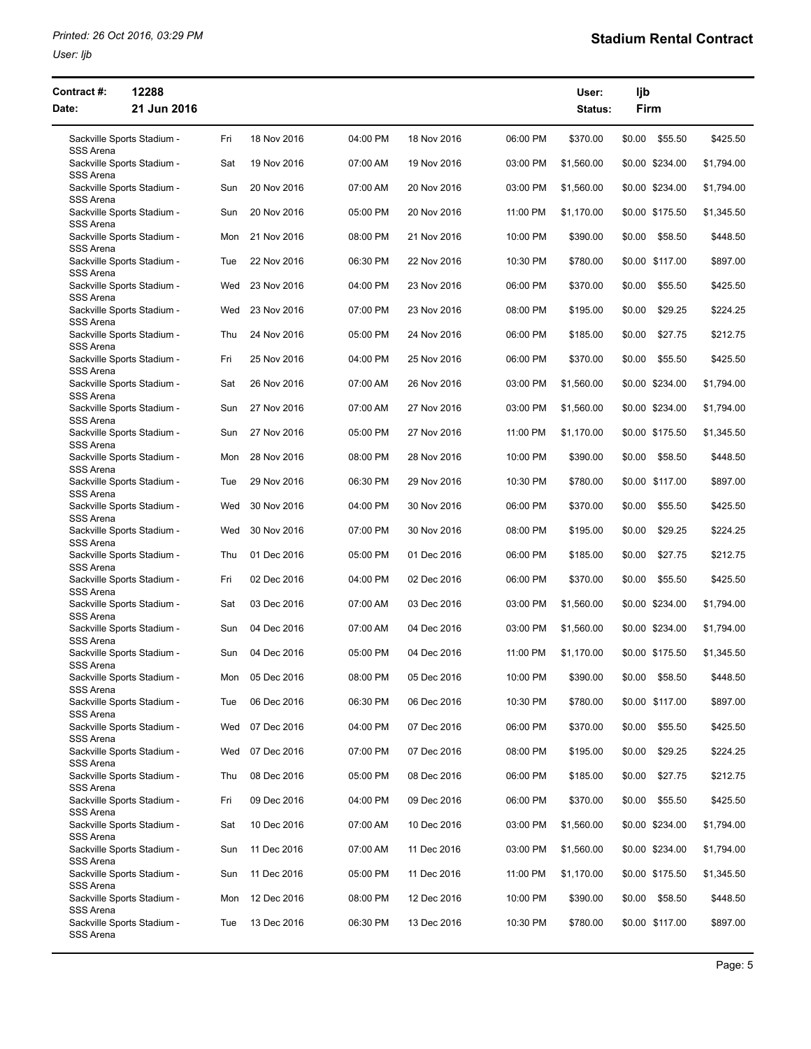**Stadium Rental Contract**

*Printed: 26 Oct 2016, 03:29 PM*

*User: ljb*

**Contract #:** 12288 **User:** ljb

**Date:** 21 Jun 2016 **Status:** Firm

| | | | | | | | | | |
|---|---|---|---|---|---|---|---|---|---|
| Sackville Sports Stadium - SSS Arena | Fri | 18 Nov 2016 | 04:00 PM | 18 Nov 2016 | 06:00 PM | $370.00 | $0.00 | $55.50 | $425.50 |
| Sackville Sports Stadium - SSS Arena | Sat | 19 Nov 2016 | 07:00 AM | 19 Nov 2016 | 03:00 PM | $1,560.00 | $0.00 | $234.00 | $1,794.00 |
| Sackville Sports Stadium - SSS Arena | Sun | 20 Nov 2016 | 07:00 AM | 20 Nov 2016 | 03:00 PM | $1,560.00 | $0.00 | $234.00 | $1,794.00 |
| Sackville Sports Stadium - SSS Arena | Sun | 20 Nov 2016 | 05:00 PM | 20 Nov 2016 | 11:00 PM | $1,170.00 | $0.00 | $175.50 | $1,345.50 |
| Sackville Sports Stadium - SSS Arena | Mon | 21 Nov 2016 | 08:00 PM | 21 Nov 2016 | 10:00 PM | $390.00 | $0.00 | $58.50 | $448.50 |
| Sackville Sports Stadium - SSS Arena | Tue | 22 Nov 2016 | 06:30 PM | 22 Nov 2016 | 10:30 PM | $780.00 | $0.00 | $117.00 | $897.00 |
| Sackville Sports Stadium - SSS Arena | Wed | 23 Nov 2016 | 04:00 PM | 23 Nov 2016 | 06:00 PM | $370.00 | $0.00 | $55.50 | $425.50 |
| Sackville Sports Stadium - SSS Arena | Wed | 23 Nov 2016 | 07:00 PM | 23 Nov 2016 | 08:00 PM | $195.00 | $0.00 | $29.25 | $224.25 |
| Sackville Sports Stadium - SSS Arena | Thu | 24 Nov 2016 | 05:00 PM | 24 Nov 2016 | 06:00 PM | $185.00 | $0.00 | $27.75 | $212.75 |
| Sackville Sports Stadium - SSS Arena | Fri | 25 Nov 2016 | 04:00 PM | 25 Nov 2016 | 06:00 PM | $370.00 | $0.00 | $55.50 | $425.50 |
| Sackville Sports Stadium - SSS Arena | Sat | 26 Nov 2016 | 07:00 AM | 26 Nov 2016 | 03:00 PM | $1,560.00 | $0.00 | $234.00 | $1,794.00 |
| Sackville Sports Stadium - SSS Arena | Sun | 27 Nov 2016 | 07:00 AM | 27 Nov 2016 | 03:00 PM | $1,560.00 | $0.00 | $234.00 | $1,794.00 |
| Sackville Sports Stadium - SSS Arena | Sun | 27 Nov 2016 | 05:00 PM | 27 Nov 2016 | 11:00 PM | $1,170.00 | $0.00 | $175.50 | $1,345.50 |
| Sackville Sports Stadium - SSS Arena | Mon | 28 Nov 2016 | 08:00 PM | 28 Nov 2016 | 10:00 PM | $390.00 | $0.00 | $58.50 | $448.50 |
| Sackville Sports Stadium - SSS Arena | Tue | 29 Nov 2016 | 06:30 PM | 29 Nov 2016 | 10:30 PM | $780.00 | $0.00 | $117.00 | $897.00 |
| Sackville Sports Stadium - SSS Arena | Wed | 30 Nov 2016 | 04:00 PM | 30 Nov 2016 | 06:00 PM | $370.00 | $0.00 | $55.50 | $425.50 |
| Sackville Sports Stadium - SSS Arena | Wed | 30 Nov 2016 | 07:00 PM | 30 Nov 2016 | 08:00 PM | $195.00 | $0.00 | $29.25 | $224.25 |
| Sackville Sports Stadium - SSS Arena | Thu | 01 Dec 2016 | 05:00 PM | 01 Dec 2016 | 06:00 PM | $185.00 | $0.00 | $27.75 | $212.75 |
| Sackville Sports Stadium - SSS Arena | Fri | 02 Dec 2016 | 04:00 PM | 02 Dec 2016 | 06:00 PM | $370.00 | $0.00 | $55.50 | $425.50 |
| Sackville Sports Stadium - SSS Arena | Sat | 03 Dec 2016 | 07:00 AM | 03 Dec 2016 | 03:00 PM | $1,560.00 | $0.00 | $234.00 | $1,794.00 |
| Sackville Sports Stadium - SSS Arena | Sun | 04 Dec 2016 | 07:00 AM | 04 Dec 2016 | 03:00 PM | $1,560.00 | $0.00 | $234.00 | $1,794.00 |
| Sackville Sports Stadium - SSS Arena | Sun | 04 Dec 2016 | 05:00 PM | 04 Dec 2016 | 11:00 PM | $1,170.00 | $0.00 | $175.50 | $1,345.50 |
| Sackville Sports Stadium - SSS Arena | Mon | 05 Dec 2016 | 08:00 PM | 05 Dec 2016 | 10:00 PM | $390.00 | $0.00 | $58.50 | $448.50 |
| Sackville Sports Stadium - SSS Arena | Tue | 06 Dec 2016 | 06:30 PM | 06 Dec 2016 | 10:30 PM | $780.00 | $0.00 | $117.00 | $897.00 |
| Sackville Sports Stadium - SSS Arena | Wed | 07 Dec 2016 | 04:00 PM | 07 Dec 2016 | 06:00 PM | $370.00 | $0.00 | $55.50 | $425.50 |
| Sackville Sports Stadium - SSS Arena | Wed | 07 Dec 2016 | 07:00 PM | 07 Dec 2016 | 08:00 PM | $195.00 | $0.00 | $29.25 | $224.25 |
| Sackville Sports Stadium - SSS Arena | Thu | 08 Dec 2016 | 05:00 PM | 08 Dec 2016 | 06:00 PM | $185.00 | $0.00 | $27.75 | $212.75 |
| Sackville Sports Stadium - SSS Arena | Fri | 09 Dec 2016 | 04:00 PM | 09 Dec 2016 | 06:00 PM | $370.00 | $0.00 | $55.50 | $425.50 |
| Sackville Sports Stadium - SSS Arena | Sat | 10 Dec 2016 | 07:00 AM | 10 Dec 2016 | 03:00 PM | $1,560.00 | $0.00 | $234.00 | $1,794.00 |
| Sackville Sports Stadium - SSS Arena | Sun | 11 Dec 2016 | 07:00 AM | 11 Dec 2016 | 03:00 PM | $1,560.00 | $0.00 | $234.00 | $1,794.00 |
| Sackville Sports Stadium - SSS Arena | Sun | 11 Dec 2016 | 05:00 PM | 11 Dec 2016 | 11:00 PM | $1,170.00 | $0.00 | $175.50 | $1,345.50 |
| Sackville Sports Stadium - SSS Arena | Mon | 12 Dec 2016 | 08:00 PM | 12 Dec 2016 | 10:00 PM | $390.00 | $0.00 | $58.50 | $448.50 |
| Sackville Sports Stadium - SSS Arena | Tue | 13 Dec 2016 | 06:30 PM | 13 Dec 2016 | 10:30 PM | $780.00 | $0.00 | $117.00 | $897.00 |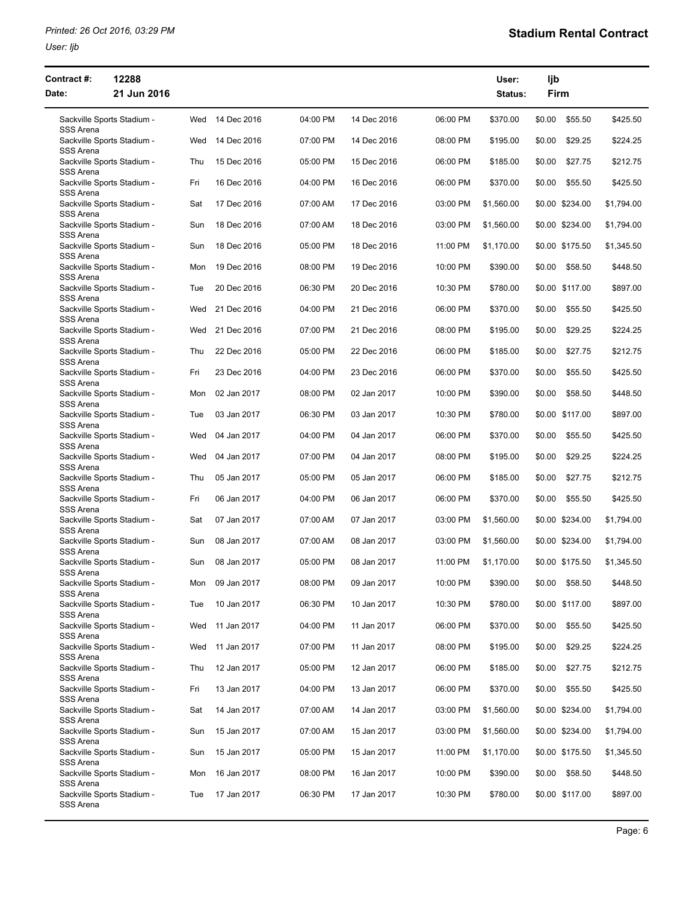**Stadium Rental Contract**

| Contract #: | 12288 | User: | ljb |
|---|---|---|---|
| Date: | 21 Jun 2016 | Status: | Firm |

| Facility | Day | Start Date | Start Time | End Date | End Time | Amount | | | Total |
|---|---|---|---|---|---|---|---|---|---|
| Sackville Sports Stadium - SSS Arena | Wed | 14 Dec 2016 | 04:00 PM | 14 Dec 2016 | 06:00 PM | $370.00 | $0.00 | $55.50 | $425.50 |
| Sackville Sports Stadium - SSS Arena | Wed | 14 Dec 2016 | 07:00 PM | 14 Dec 2016 | 08:00 PM | $195.00 | $0.00 | $29.25 | $224.25 |
| Sackville Sports Stadium - SSS Arena | Thu | 15 Dec 2016 | 05:00 PM | 15 Dec 2016 | 06:00 PM | $185.00 | $0.00 | $27.75 | $212.75 |
| Sackville Sports Stadium - SSS Arena | Fri | 16 Dec 2016 | 04:00 PM | 16 Dec 2016 | 06:00 PM | $370.00 | $0.00 | $55.50 | $425.50 |
| Sackville Sports Stadium - SSS Arena | Sat | 17 Dec 2016 | 07:00 AM | 17 Dec 2016 | 03:00 PM | $1,560.00 | $0.00 | $234.00 | $1,794.00 |
| Sackville Sports Stadium - SSS Arena | Sun | 18 Dec 2016 | 07:00 AM | 18 Dec 2016 | 03:00 PM | $1,560.00 | $0.00 | $234.00 | $1,794.00 |
| Sackville Sports Stadium - SSS Arena | Sun | 18 Dec 2016 | 05:00 PM | 18 Dec 2016 | 11:00 PM | $1,170.00 | $0.00 | $175.50 | $1,345.50 |
| Sackville Sports Stadium - SSS Arena | Mon | 19 Dec 2016 | 08:00 PM | 19 Dec 2016 | 10:00 PM | $390.00 | $0.00 | $58.50 | $448.50 |
| Sackville Sports Stadium - SSS Arena | Tue | 20 Dec 2016 | 06:30 PM | 20 Dec 2016 | 10:30 PM | $780.00 | $0.00 | $117.00 | $897.00 |
| Sackville Sports Stadium - SSS Arena | Wed | 21 Dec 2016 | 04:00 PM | 21 Dec 2016 | 06:00 PM | $370.00 | $0.00 | $55.50 | $425.50 |
| Sackville Sports Stadium - SSS Arena | Wed | 21 Dec 2016 | 07:00 PM | 21 Dec 2016 | 08:00 PM | $195.00 | $0.00 | $29.25 | $224.25 |
| Sackville Sports Stadium - SSS Arena | Thu | 22 Dec 2016 | 05:00 PM | 22 Dec 2016 | 06:00 PM | $185.00 | $0.00 | $27.75 | $212.75 |
| Sackville Sports Stadium - SSS Arena | Fri | 23 Dec 2016 | 04:00 PM | 23 Dec 2016 | 06:00 PM | $370.00 | $0.00 | $55.50 | $425.50 |
| Sackville Sports Stadium - SSS Arena | Mon | 02 Jan 2017 | 08:00 PM | 02 Jan 2017 | 10:00 PM | $390.00 | $0.00 | $58.50 | $448.50 |
| Sackville Sports Stadium - SSS Arena | Tue | 03 Jan 2017 | 06:30 PM | 03 Jan 2017 | 10:30 PM | $780.00 | $0.00 | $117.00 | $897.00 |
| Sackville Sports Stadium - SSS Arena | Wed | 04 Jan 2017 | 04:00 PM | 04 Jan 2017 | 06:00 PM | $370.00 | $0.00 | $55.50 | $425.50 |
| Sackville Sports Stadium - SSS Arena | Wed | 04 Jan 2017 | 07:00 PM | 04 Jan 2017 | 08:00 PM | $195.00 | $0.00 | $29.25 | $224.25 |
| Sackville Sports Stadium - SSS Arena | Thu | 05 Jan 2017 | 05:00 PM | 05 Jan 2017 | 06:00 PM | $185.00 | $0.00 | $27.75 | $212.75 |
| Sackville Sports Stadium - SSS Arena | Fri | 06 Jan 2017 | 04:00 PM | 06 Jan 2017 | 06:00 PM | $370.00 | $0.00 | $55.50 | $425.50 |
| Sackville Sports Stadium - SSS Arena | Sat | 07 Jan 2017 | 07:00 AM | 07 Jan 2017 | 03:00 PM | $1,560.00 | $0.00 | $234.00 | $1,794.00 |
| Sackville Sports Stadium - SSS Arena | Sun | 08 Jan 2017 | 07:00 AM | 08 Jan 2017 | 03:00 PM | $1,560.00 | $0.00 | $234.00 | $1,794.00 |
| Sackville Sports Stadium - SSS Arena | Sun | 08 Jan 2017 | 05:00 PM | 08 Jan 2017 | 11:00 PM | $1,170.00 | $0.00 | $175.50 | $1,345.50 |
| Sackville Sports Stadium - SSS Arena | Mon | 09 Jan 2017 | 08:00 PM | 09 Jan 2017 | 10:00 PM | $390.00 | $0.00 | $58.50 | $448.50 |
| Sackville Sports Stadium - SSS Arena | Tue | 10 Jan 2017 | 06:30 PM | 10 Jan 2017 | 10:30 PM | $780.00 | $0.00 | $117.00 | $897.00 |
| Sackville Sports Stadium - SSS Arena | Wed | 11 Jan 2017 | 04:00 PM | 11 Jan 2017 | 06:00 PM | $370.00 | $0.00 | $55.50 | $425.50 |
| Sackville Sports Stadium - SSS Arena | Wed | 11 Jan 2017 | 07:00 PM | 11 Jan 2017 | 08:00 PM | $195.00 | $0.00 | $29.25 | $224.25 |
| Sackville Sports Stadium - SSS Arena | Thu | 12 Jan 2017 | 05:00 PM | 12 Jan 2017 | 06:00 PM | $185.00 | $0.00 | $27.75 | $212.75 |
| Sackville Sports Stadium - SSS Arena | Fri | 13 Jan 2017 | 04:00 PM | 13 Jan 2017 | 06:00 PM | $370.00 | $0.00 | $55.50 | $425.50 |
| Sackville Sports Stadium - SSS Arena | Sat | 14 Jan 2017 | 07:00 AM | 14 Jan 2017 | 03:00 PM | $1,560.00 | $0.00 | $234.00 | $1,794.00 |
| Sackville Sports Stadium - SSS Arena | Sun | 15 Jan 2017 | 07:00 AM | 15 Jan 2017 | 03:00 PM | $1,560.00 | $0.00 | $234.00 | $1,794.00 |
| Sackville Sports Stadium - SSS Arena | Sun | 15 Jan 2017 | 05:00 PM | 15 Jan 2017 | 11:00 PM | $1,170.00 | $0.00 | $175.50 | $1,345.50 |
| Sackville Sports Stadium - SSS Arena | Mon | 16 Jan 2017 | 08:00 PM | 16 Jan 2017 | 10:00 PM | $390.00 | $0.00 | $58.50 | $448.50 |
| Sackville Sports Stadium - SSS Arena | Tue | 17 Jan 2017 | 06:30 PM | 17 Jan 2017 | 10:30 PM | $780.00 | $0.00 | $117.00 | $897.00 |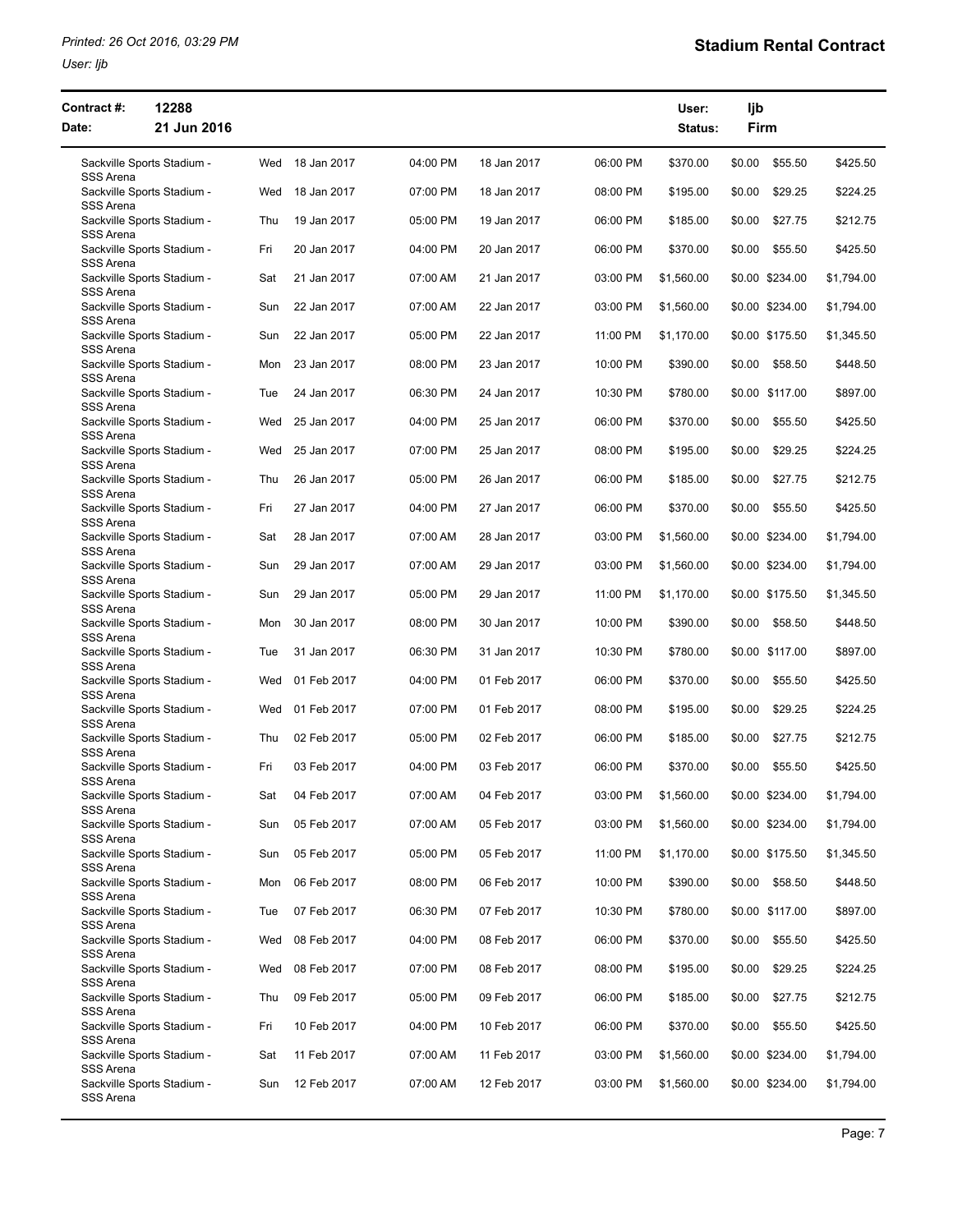**Stadium Rental Contract**

| Contract #: | 12288 | User: | ljb |
|---|---|---|---|
| Date: | 21 Jun 2016 | Status: | Firm |

| Facility | Day | Start Date | Start Time | End Date | End Time | Amount | | | Total |
|---|---|---|---|---|---|---|---|---|---|
| Sackville Sports Stadium - SSS Arena | Wed | 18 Jan 2017 | 04:00 PM | 18 Jan 2017 | 06:00 PM | $370.00 | $0.00 | $55.50 | $425.50 |
| Sackville Sports Stadium - SSS Arena | Wed | 18 Jan 2017 | 07:00 PM | 18 Jan 2017 | 08:00 PM | $195.00 | $0.00 | $29.25 | $224.25 |
| Sackville Sports Stadium - SSS Arena | Thu | 19 Jan 2017 | 05:00 PM | 19 Jan 2017 | 06:00 PM | $185.00 | $0.00 | $27.75 | $212.75 |
| Sackville Sports Stadium - SSS Arena | Fri | 20 Jan 2017 | 04:00 PM | 20 Jan 2017 | 06:00 PM | $370.00 | $0.00 | $55.50 | $425.50 |
| Sackville Sports Stadium - SSS Arena | Sat | 21 Jan 2017 | 07:00 AM | 21 Jan 2017 | 03:00 PM | $1,560.00 | $0.00 | $234.00 | $1,794.00 |
| Sackville Sports Stadium - SSS Arena | Sun | 22 Jan 2017 | 07:00 AM | 22 Jan 2017 | 03:00 PM | $1,560.00 | $0.00 | $234.00 | $1,794.00 |
| Sackville Sports Stadium - SSS Arena | Sun | 22 Jan 2017 | 05:00 PM | 22 Jan 2017 | 11:00 PM | $1,170.00 | $0.00 | $175.50 | $1,345.50 |
| Sackville Sports Stadium - SSS Arena | Mon | 23 Jan 2017 | 08:00 PM | 23 Jan 2017 | 10:00 PM | $390.00 | $0.00 | $58.50 | $448.50 |
| Sackville Sports Stadium - SSS Arena | Tue | 24 Jan 2017 | 06:30 PM | 24 Jan 2017 | 10:30 PM | $780.00 | $0.00 | $117.00 | $897.00 |
| Sackville Sports Stadium - SSS Arena | Wed | 25 Jan 2017 | 04:00 PM | 25 Jan 2017 | 06:00 PM | $370.00 | $0.00 | $55.50 | $425.50 |
| Sackville Sports Stadium - SSS Arena | Wed | 25 Jan 2017 | 07:00 PM | 25 Jan 2017 | 08:00 PM | $195.00 | $0.00 | $29.25 | $224.25 |
| Sackville Sports Stadium - SSS Arena | Thu | 26 Jan 2017 | 05:00 PM | 26 Jan 2017 | 06:00 PM | $185.00 | $0.00 | $27.75 | $212.75 |
| Sackville Sports Stadium - SSS Arena | Fri | 27 Jan 2017 | 04:00 PM | 27 Jan 2017 | 06:00 PM | $370.00 | $0.00 | $55.50 | $425.50 |
| Sackville Sports Stadium - SSS Arena | Sat | 28 Jan 2017 | 07:00 AM | 28 Jan 2017 | 03:00 PM | $1,560.00 | $0.00 | $234.00 | $1,794.00 |
| Sackville Sports Stadium - SSS Arena | Sun | 29 Jan 2017 | 07:00 AM | 29 Jan 2017 | 03:00 PM | $1,560.00 | $0.00 | $234.00 | $1,794.00 |
| Sackville Sports Stadium - SSS Arena | Sun | 29 Jan 2017 | 05:00 PM | 29 Jan 2017 | 11:00 PM | $1,170.00 | $0.00 | $175.50 | $1,345.50 |
| Sackville Sports Stadium - SSS Arena | Mon | 30 Jan 2017 | 08:00 PM | 30 Jan 2017 | 10:00 PM | $390.00 | $0.00 | $58.50 | $448.50 |
| Sackville Sports Stadium - SSS Arena | Tue | 31 Jan 2017 | 06:30 PM | 31 Jan 2017 | 10:30 PM | $780.00 | $0.00 | $117.00 | $897.00 |
| Sackville Sports Stadium - SSS Arena | Wed | 01 Feb 2017 | 04:00 PM | 01 Feb 2017 | 06:00 PM | $370.00 | $0.00 | $55.50 | $425.50 |
| Sackville Sports Stadium - SSS Arena | Wed | 01 Feb 2017 | 07:00 PM | 01 Feb 2017 | 08:00 PM | $195.00 | $0.00 | $29.25 | $224.25 |
| Sackville Sports Stadium - SSS Arena | Thu | 02 Feb 2017 | 05:00 PM | 02 Feb 2017 | 06:00 PM | $185.00 | $0.00 | $27.75 | $212.75 |
| Sackville Sports Stadium - SSS Arena | Fri | 03 Feb 2017 | 04:00 PM | 03 Feb 2017 | 06:00 PM | $370.00 | $0.00 | $55.50 | $425.50 |
| Sackville Sports Stadium - SSS Arena | Sat | 04 Feb 2017 | 07:00 AM | 04 Feb 2017 | 03:00 PM | $1,560.00 | $0.00 | $234.00 | $1,794.00 |
| Sackville Sports Stadium - SSS Arena | Sun | 05 Feb 2017 | 07:00 AM | 05 Feb 2017 | 03:00 PM | $1,560.00 | $0.00 | $234.00 | $1,794.00 |
| Sackville Sports Stadium - SSS Arena | Sun | 05 Feb 2017 | 05:00 PM | 05 Feb 2017 | 11:00 PM | $1,170.00 | $0.00 | $175.50 | $1,345.50 |
| Sackville Sports Stadium - SSS Arena | Mon | 06 Feb 2017 | 08:00 PM | 06 Feb 2017 | 10:00 PM | $390.00 | $0.00 | $58.50 | $448.50 |
| Sackville Sports Stadium - SSS Arena | Tue | 07 Feb 2017 | 06:30 PM | 07 Feb 2017 | 10:30 PM | $780.00 | $0.00 | $117.00 | $897.00 |
| Sackville Sports Stadium - SSS Arena | Wed | 08 Feb 2017 | 04:00 PM | 08 Feb 2017 | 06:00 PM | $370.00 | $0.00 | $55.50 | $425.50 |
| Sackville Sports Stadium - SSS Arena | Wed | 08 Feb 2017 | 07:00 PM | 08 Feb 2017 | 08:00 PM | $195.00 | $0.00 | $29.25 | $224.25 |
| Sackville Sports Stadium - SSS Arena | Thu | 09 Feb 2017 | 05:00 PM | 09 Feb 2017 | 06:00 PM | $185.00 | $0.00 | $27.75 | $212.75 |
| Sackville Sports Stadium - SSS Arena | Fri | 10 Feb 2017 | 04:00 PM | 10 Feb 2017 | 06:00 PM | $370.00 | $0.00 | $55.50 | $425.50 |
| Sackville Sports Stadium - SSS Arena | Sat | 11 Feb 2017 | 07:00 AM | 11 Feb 2017 | 03:00 PM | $1,560.00 | $0.00 | $234.00 | $1,794.00 |
| Sackville Sports Stadium - SSS Arena | Sun | 12 Feb 2017 | 07:00 AM | 12 Feb 2017 | 03:00 PM | $1,560.00 | $0.00 | $234.00 | $1,794.00 |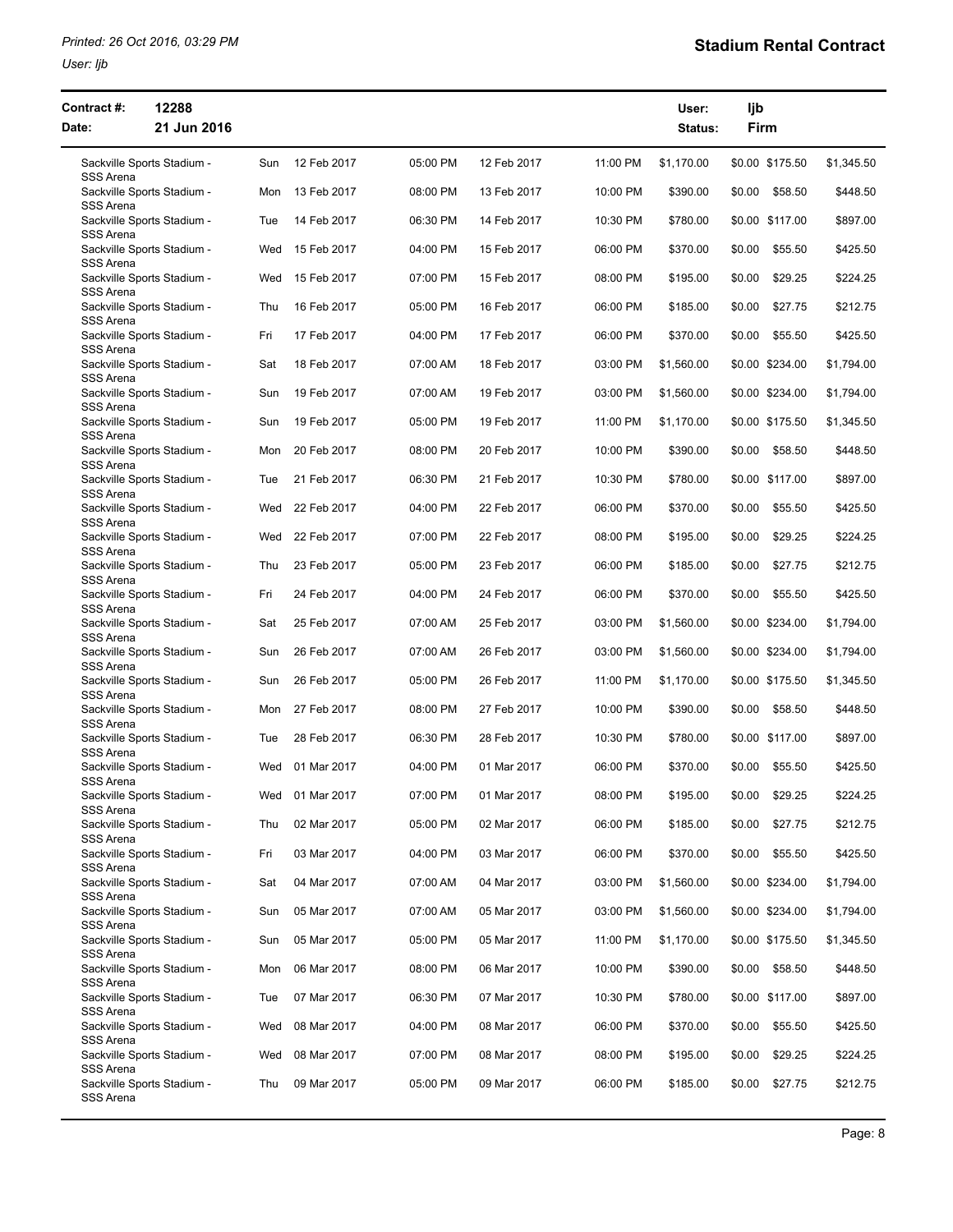**Stadium Rental Contract**

| | | | | |
|---|---|---|---|---|
| **Contract #:** | 12288 | | **User:** | ljb |
| **Date:** | 21 Jun 2016 | | **Status:** | Firm |

| | | | | | | | | | | |
|---|---|---|---|---|---|---|---|---|---|---|
| Sackville Sports Stadium - SSS Arena | Sun | 12 Feb 2017 | 05:00 PM | 12 Feb 2017 | 11:00 PM | $1,170.00 | $0.00 | $175.50 | $1,345.50 |
| Sackville Sports Stadium - SSS Arena | Mon | 13 Feb 2017 | 08:00 PM | 13 Feb 2017 | 10:00 PM | $390.00 | $0.00 | $58.50 | $448.50 |
| Sackville Sports Stadium - SSS Arena | Tue | 14 Feb 2017 | 06:30 PM | 14 Feb 2017 | 10:30 PM | $780.00 | $0.00 | $117.00 | $897.00 |
| Sackville Sports Stadium - SSS Arena | Wed | 15 Feb 2017 | 04:00 PM | 15 Feb 2017 | 06:00 PM | $370.00 | $0.00 | $55.50 | $425.50 |
| Sackville Sports Stadium - SSS Arena | Wed | 15 Feb 2017 | 07:00 PM | 15 Feb 2017 | 08:00 PM | $195.00 | $0.00 | $29.25 | $224.25 |
| Sackville Sports Stadium - SSS Arena | Thu | 16 Feb 2017 | 05:00 PM | 16 Feb 2017 | 06:00 PM | $185.00 | $0.00 | $27.75 | $212.75 |
| Sackville Sports Stadium - SSS Arena | Fri | 17 Feb 2017 | 04:00 PM | 17 Feb 2017 | 06:00 PM | $370.00 | $0.00 | $55.50 | $425.50 |
| Sackville Sports Stadium - SSS Arena | Sat | 18 Feb 2017 | 07:00 AM | 18 Feb 2017 | 03:00 PM | $1,560.00 | $0.00 | $234.00 | $1,794.00 |
| Sackville Sports Stadium - SSS Arena | Sun | 19 Feb 2017 | 07:00 AM | 19 Feb 2017 | 03:00 PM | $1,560.00 | $0.00 | $234.00 | $1,794.00 |
| Sackville Sports Stadium - SSS Arena | Sun | 19 Feb 2017 | 05:00 PM | 19 Feb 2017 | 11:00 PM | $1,170.00 | $0.00 | $175.50 | $1,345.50 |
| Sackville Sports Stadium - SSS Arena | Mon | 20 Feb 2017 | 08:00 PM | 20 Feb 2017 | 10:00 PM | $390.00 | $0.00 | $58.50 | $448.50 |
| Sackville Sports Stadium - SSS Arena | Tue | 21 Feb 2017 | 06:30 PM | 21 Feb 2017 | 10:30 PM | $780.00 | $0.00 | $117.00 | $897.00 |
| Sackville Sports Stadium - SSS Arena | Wed | 22 Feb 2017 | 04:00 PM | 22 Feb 2017 | 06:00 PM | $370.00 | $0.00 | $55.50 | $425.50 |
| Sackville Sports Stadium - SSS Arena | Wed | 22 Feb 2017 | 07:00 PM | 22 Feb 2017 | 08:00 PM | $195.00 | $0.00 | $29.25 | $224.25 |
| Sackville Sports Stadium - SSS Arena | Thu | 23 Feb 2017 | 05:00 PM | 23 Feb 2017 | 06:00 PM | $185.00 | $0.00 | $27.75 | $212.75 |
| Sackville Sports Stadium - SSS Arena | Fri | 24 Feb 2017 | 04:00 PM | 24 Feb 2017 | 06:00 PM | $370.00 | $0.00 | $55.50 | $425.50 |
| Sackville Sports Stadium - SSS Arena | Sat | 25 Feb 2017 | 07:00 AM | 25 Feb 2017 | 03:00 PM | $1,560.00 | $0.00 | $234.00 | $1,794.00 |
| Sackville Sports Stadium - SSS Arena | Sun | 26 Feb 2017 | 07:00 AM | 26 Feb 2017 | 03:00 PM | $1,560.00 | $0.00 | $234.00 | $1,794.00 |
| Sackville Sports Stadium - SSS Arena | Sun | 26 Feb 2017 | 05:00 PM | 26 Feb 2017 | 11:00 PM | $1,170.00 | $0.00 | $175.50 | $1,345.50 |
| Sackville Sports Stadium - SSS Arena | Mon | 27 Feb 2017 | 08:00 PM | 27 Feb 2017 | 10:00 PM | $390.00 | $0.00 | $58.50 | $448.50 |
| Sackville Sports Stadium - SSS Arena | Tue | 28 Feb 2017 | 06:30 PM | 28 Feb 2017 | 10:30 PM | $780.00 | $0.00 | $117.00 | $897.00 |
| Sackville Sports Stadium - SSS Arena | Wed | 01 Mar 2017 | 04:00 PM | 01 Mar 2017 | 06:00 PM | $370.00 | $0.00 | $55.50 | $425.50 |
| Sackville Sports Stadium - SSS Arena | Wed | 01 Mar 2017 | 07:00 PM | 01 Mar 2017 | 08:00 PM | $195.00 | $0.00 | $29.25 | $224.25 |
| Sackville Sports Stadium - SSS Arena | Thu | 02 Mar 2017 | 05:00 PM | 02 Mar 2017 | 06:00 PM | $185.00 | $0.00 | $27.75 | $212.75 |
| Sackville Sports Stadium - SSS Arena | Fri | 03 Mar 2017 | 04:00 PM | 03 Mar 2017 | 06:00 PM | $370.00 | $0.00 | $55.50 | $425.50 |
| Sackville Sports Stadium - SSS Arena | Sat | 04 Mar 2017 | 07:00 AM | 04 Mar 2017 | 03:00 PM | $1,560.00 | $0.00 | $234.00 | $1,794.00 |
| Sackville Sports Stadium - SSS Arena | Sun | 05 Mar 2017 | 07:00 AM | 05 Mar 2017 | 03:00 PM | $1,560.00 | $0.00 | $234.00 | $1,794.00 |
| Sackville Sports Stadium - SSS Arena | Sun | 05 Mar 2017 | 05:00 PM | 05 Mar 2017 | 11:00 PM | $1,170.00 | $0.00 | $175.50 | $1,345.50 |
| Sackville Sports Stadium - SSS Arena | Mon | 06 Mar 2017 | 08:00 PM | 06 Mar 2017 | 10:00 PM | $390.00 | $0.00 | $58.50 | $448.50 |
| Sackville Sports Stadium - SSS Arena | Tue | 07 Mar 2017 | 06:30 PM | 07 Mar 2017 | 10:30 PM | $780.00 | $0.00 | $117.00 | $897.00 |
| Sackville Sports Stadium - SSS Arena | Wed | 08 Mar 2017 | 04:00 PM | 08 Mar 2017 | 06:00 PM | $370.00 | $0.00 | $55.50 | $425.50 |
| Sackville Sports Stadium - SSS Arena | Wed | 08 Mar 2017 | 07:00 PM | 08 Mar 2017 | 08:00 PM | $195.00 | $0.00 | $29.25 | $224.25 |
| Sackville Sports Stadium - SSS Arena | Thu | 09 Mar 2017 | 05:00 PM | 09 Mar 2017 | 06:00 PM | $185.00 | $0.00 | $27.75 | $212.75 |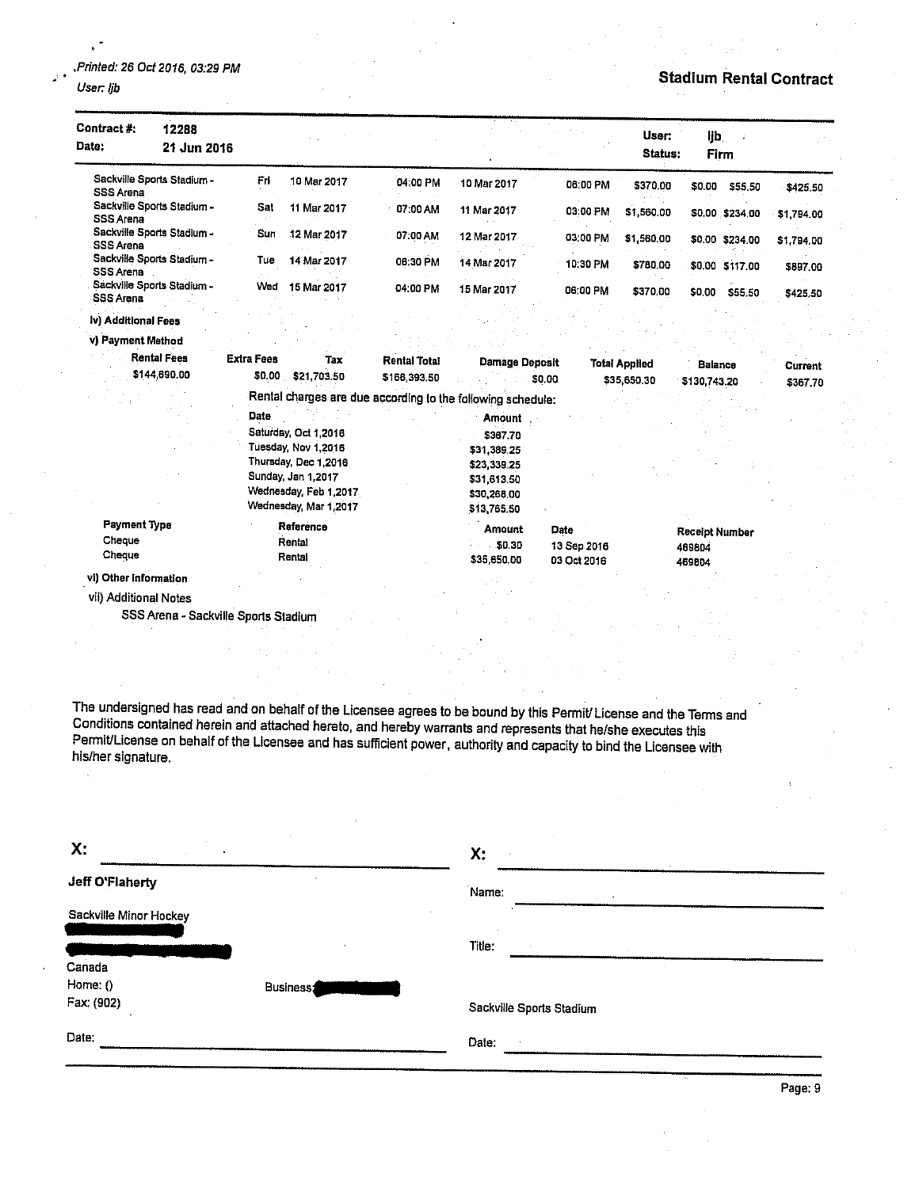Printed: 26 Oct 2016, 03:29 PM

User: ljb

## Stadium Rental Contract

**Contract #:** 12288

**Date:** 21 Jun 2016

**User:** ljb

**Status:** Firm

| | | | | | | | | | |
|---|---|---|---|---|---|---|---|---|---|
| Sackville Sports Stadium - SSS Arena | Fri | 10 Mar 2017 | 04:00 PM | 10 Mar 2017 | 06:00 PM | $370.00 | $0.00 | $55.50 | $425.50 |
| Sackville Sports Stadium - SSS Arena | Sat | 11 Mar 2017 | 07:00 AM | 11 Mar 2017 | 03:00 PM | $1,560.00 | $0.00 | $234.00 | $1,794.00 |
| Sackville Sports Stadium - SSS Arena | Sun | 12 Mar 2017 | 07:00 AM | 12 Mar 2017 | 03:00 PM | $1,560.00 | $0.00 | $234.00 | $1,794.00 |
| Sackville Sports Stadium - SSS Arena | Tue | 14 Mar 2017 | 08:30 PM | 14 Mar 2017 | 10:30 PM | $780.00 | $0.00 | $117.00 | $897.00 |
| Sackville Sports Stadium - SSS Arena | Wed | 15 Mar 2017 | 04:00 PM | 15 Mar 2017 | 06:00 PM | $370.00 | $0.00 | $55.50 | $425.50 |

**iv) Additional Fees**

**v) Payment Method**

| Rental Fees | Extra Fees | Tax | Rental Total | Damage Deposit | Total Applied | Balance | Current |
|---|---|---|---|---|---|---|---|
| $144,690.00 | $0.00 | $21,703.50 | $166,393.50 | $0.00 | $35,650.30 | $130,743.20 | $367.70 |

Rental charges are due according to the following schedule:

| Date | Amount |
|---|---|
| Saturday, Oct 1,2016 | $367.70 |
| Tuesday, Nov 1,2016 | $31,389.25 |
| Thursday, Dec 1,2016 | $23,339.25 |
| Sunday, Jan 1,2017 | $31,613.50 |
| Wednesday, Feb 1,2017 | $30,268.00 |
| Wednesday, Mar 1,2017 | $13,765.50 |

| Payment Type | Reference | Amount | Date | Receipt Number |
|---|---|---|---|---|
| Cheque | Rental | $0.30 | 13 Sep 2016 | 469804 |
| Cheque | Rental | $35,650.00 | 03 Oct 2016 | 469804 |

**vi) Other Information**

**vii) Additional Notes**

SSS Arena - Sackville Sports Stadium

The undersigned has read and on behalf of the Licensee agrees to be bound by this Permit/ License and the Terms and Conditions contained herein and attached hereto, and hereby warrants and represents that he/she executes this Permit/License on behalf of the Licensee and has sufficient power, authority and capacity to bind the Licensee with his/her signature.

X: ______________________________

**Jeff O'Flaherty**

Sackville Minor Hockey

Canada

Home: ()

Business:

Fax: (902)

Date: ______________________________

X: ______________________________

Name: ______________________________

Title: ______________________________

Sackville Sports Stadium

Date: ______________________________